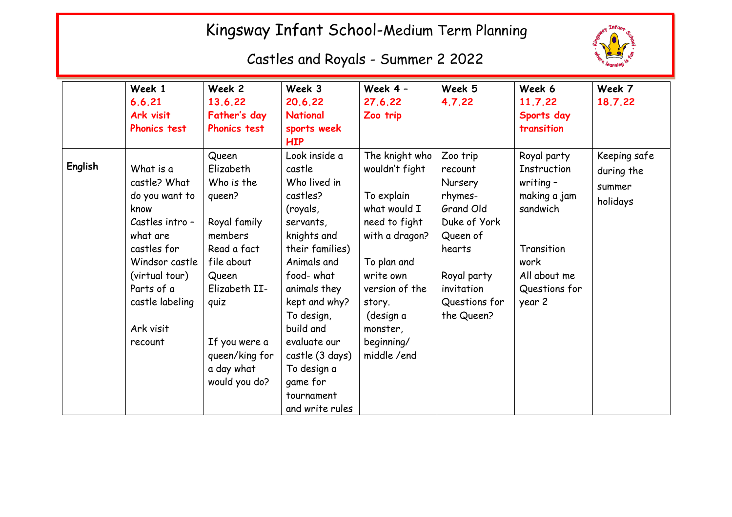# Kingsway Infant School-Medium Term Planning

## Castles and Royals - Summer 2 2022

| | **Week 1** 6.6.21 Ark visit Phonics test | **Week 2** 13.6.22 Father's day Phonics test | **Week 3** 20.6.22 National sports week HIP | **Week 4 –** 27.6.22 Zoo trip | **Week 5** 4.7.22 | **Week 6** 11.7.22 Sports day transition | **Week 7** 18.7.22 |
|---|---|---|---|---|---|---|---|
| **English** | What is a castle? What do you want to know<br>Castles intro – what are castles for<br>Windsor castle (virtual tour)<br>Parts of a castle labeling<br><br>Ark visit recount | Queen Elizabeth Who is the queen?<br><br>Royal family members<br>Read a fact file about Queen Elizabeth II-quiz<br><br>If you were a queen/king for a day what would you do? | Look inside a castle<br>Who lived in castles? (royals, servants, knights and their families)<br>Animals and food- what animals they kept and why?<br>To design, build and evaluate our castle (3 days)<br>To design a game for tournament and write rules | The knight who wouldn't fight<br><br>To explain what would I need to fight with a dragon?<br><br>To plan and write own version of the story.<br>(design a monster, beginning/ middle /end | Zoo trip recount<br>Nursery rhymes- Grand Old Duke of York<br>Queen of hearts<br><br>Royal party invitation<br>Questions for the Queen? | Royal party Instruction writing – making a jam sandwich<br><br>Transition work<br>All about me<br>Questions for year 2 | Keeping safe during the summer holidays |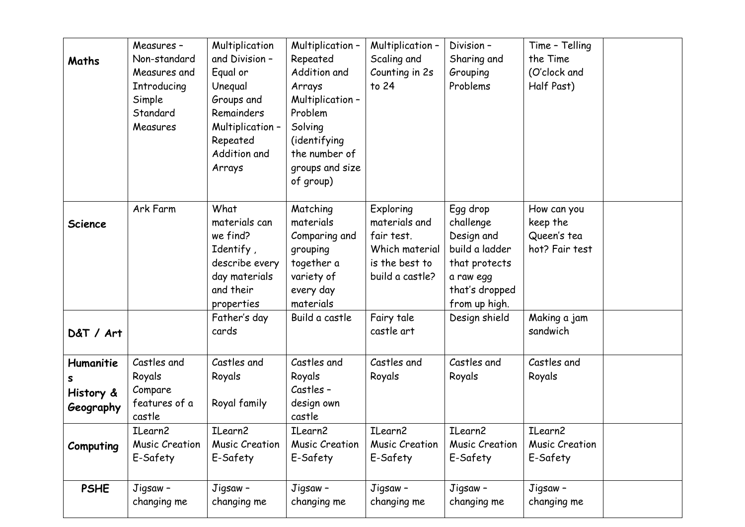| | | | | | | | |
|---|---|---|---|---|---|---|---|
| **Maths** | Measures – Non-standard Measures and Introducing Simple Standard Measures | Multiplication and Division – Equal or Unequal Groups and Remainders Multiplication – Repeated Addition and Arrays | Multiplication – Repeated Addition and Arrays Multiplication – Problem Solving (identifying the number of groups and size of group) | Multiplication – Scaling and Counting in 2s to 24 | Division – Sharing and Grouping Problems | Time – Telling the Time (O'clock and Half Past) | |
| **Science** | Ark Farm | What materials can we find? Identify , describe every day materials and their properties | Matching materials Comparing and grouping together a variety of every day materials | Exploring materials and fair test. Which material is the best to build a castle? | Egg drop challenge Design and build a ladder that protects a raw egg that's dropped from up high. | How can you keep the Queen's tea hot? Fair test | |
| **D&T / Art** | | Father's day cards | Build a castle | Fairy tale castle art | Design shield | Making a jam sandwich | |
| **Humanities History & Geography** | Castles and Royals Compare features of a castle | Castles and Royals<br><br>Royal family | Castles and Royals Castles – design own castle | Castles and Royals | Castles and Royals | Castles and Royals | |
| **Computing** | ILearn2 Music Creation E-Safety | ILearn2 Music Creation E-Safety | ILearn2 Music Creation E-Safety | ILearn2 Music Creation E-Safety | ILearn2 Music Creation E-Safety | ILearn2 Music Creation E-Safety | |
| **PSHE** | Jigsaw – changing me | Jigsaw – changing me | Jigsaw – changing me | Jigsaw – changing me | Jigsaw – changing me | Jigsaw – changing me | |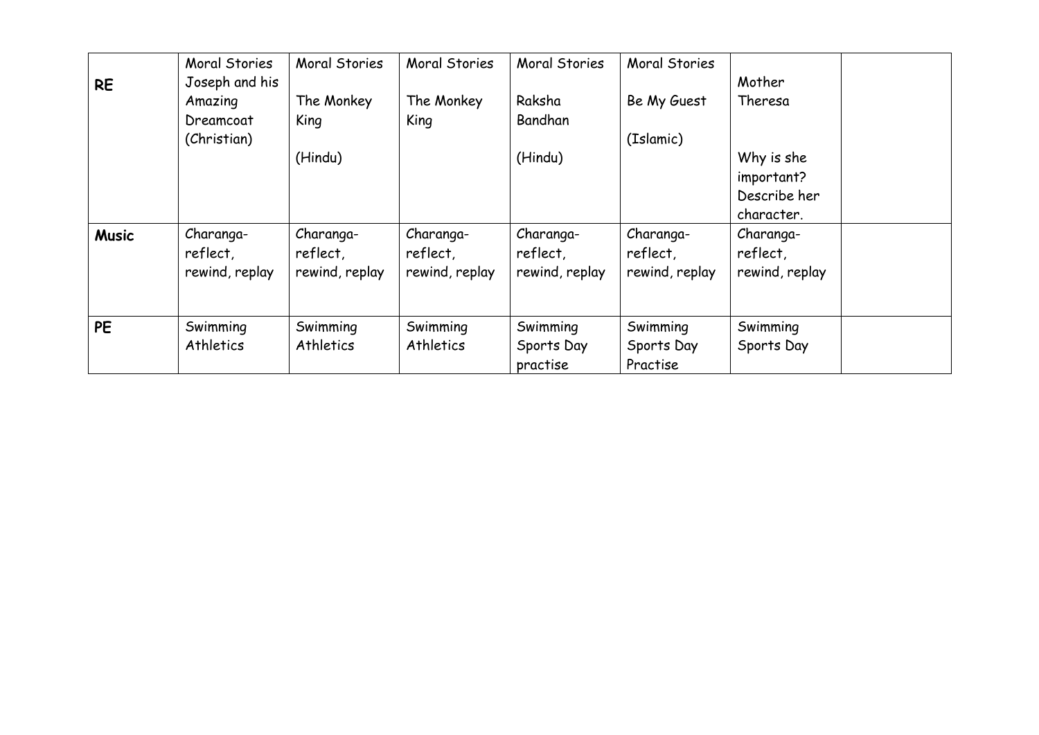| | | | | | | | |
|---|---|---|---|---|---|---|---|
| **RE** | Moral Stories Joseph and his Amazing Dreamcoat (Christian) | Moral Stories<br><br>The Monkey King<br><br>(Hindu) | Moral Stories<br><br>The Monkey King | Moral Stories<br><br>Raksha Bandhan<br><br>(Hindu) | Moral Stories<br><br>Be My Guest<br><br>(Islamic) | Mother Theresa<br><br>Why is she important? Describe her character. | |
| **Music** | Charanga- reflect, rewind, replay | Charanga- reflect, rewind, replay | Charanga- reflect, rewind, replay | Charanga- reflect, rewind, replay | Charanga- reflect, rewind, replay | Charanga- reflect, rewind, replay | |
| **PE** | Swimming Athletics | Swimming Athletics | Swimming Athletics | Swimming Sports Day practise | Swimming Sports Day Practise | Swimming Sports Day | |